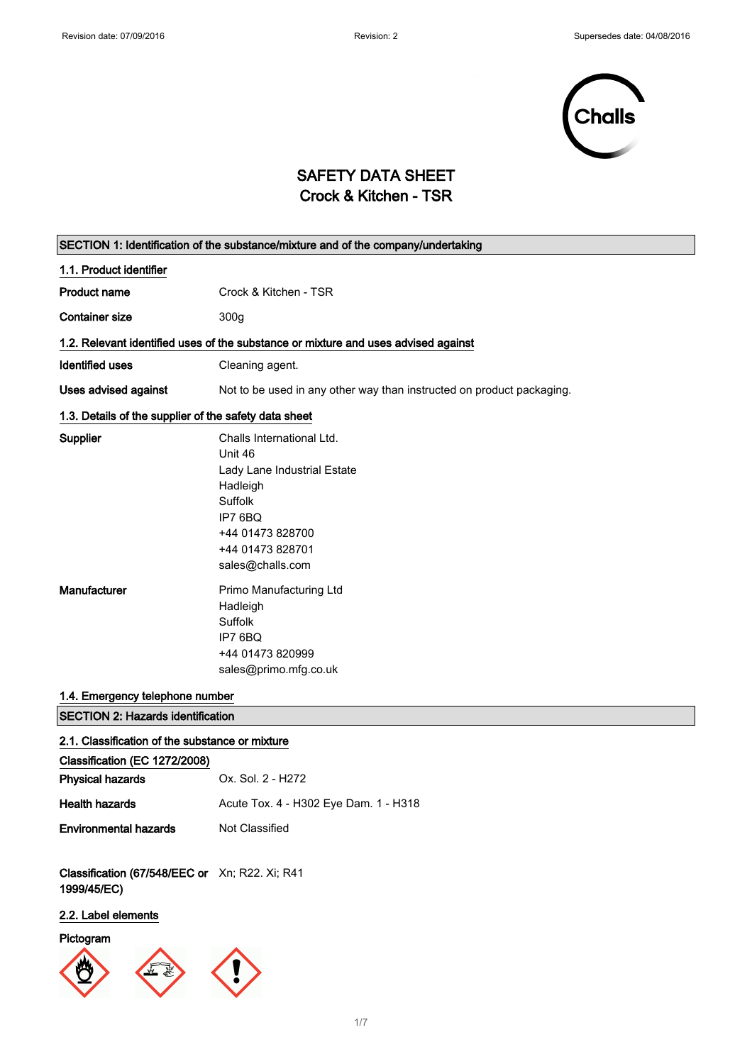# SAFETY DATA SHEET
## Crock & Kitchen - TSR

### SECTION 1: Identification of the substance/mixture and of the company/undertaking

**1.1. Product identifier**

| | |
|---|---|
| **Product name** | Crock & Kitchen - TSR |
| **Container size** | 300g |

**1.2. Relevant identified uses of the substance or mixture and uses advised against**

| | |
|---|---|
| **Identified uses** | Cleaning agent. |
| **Uses advised against** | Not to be used in any other way than instructed on product packaging. |

**1.3. Details of the supplier of the safety data sheet**

**Supplier**

Challs International Ltd.
Unit 46
Lady Lane Industrial Estate
Hadleigh
Suffolk
IP7 6BQ
+44 01473 828700
+44 01473 828701
sales@challs.com

**Manufacturer**

Primo Manufacturing Ltd
Hadleigh
Suffolk
IP7 6BQ
+44 01473 820999
sales@primo.mfg.co.uk

**1.4. Emergency telephone number**

### SECTION 2: Hazards identification

**2.1. Classification of the substance or mixture**

**Classification (EC 1272/2008)**

| | |
|---|---|
| **Physical hazards** | Ox. Sol. 2 - H272 |
| **Health hazards** | Acute Tox. 4 - H302 Eye Dam. 1 - H318 |
| **Environmental hazards** | Not Classified |
| **Classification (67/548/EEC or 1999/45/EC)** | Xn; R22. Xi; R41 |

**2.2. Label elements**

**Pictogram**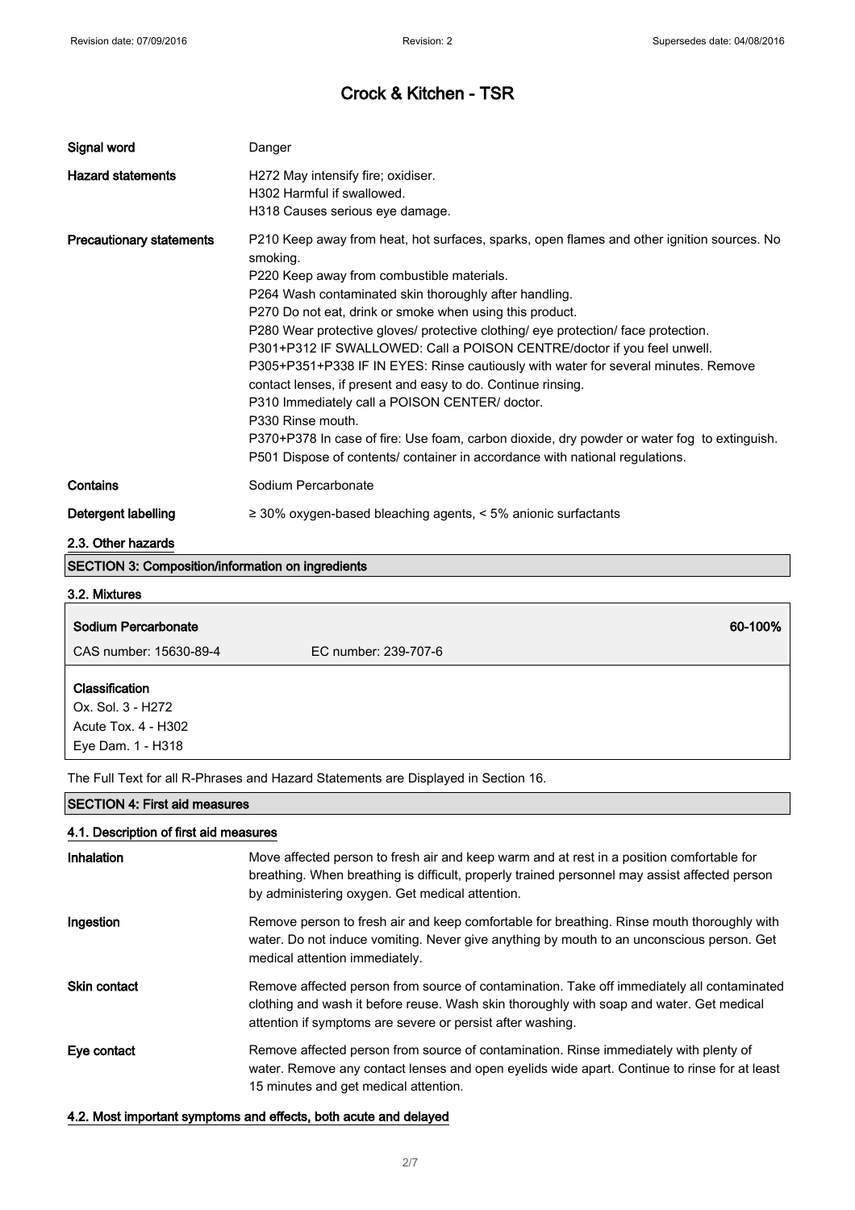| | |
|---|---|
| **Signal word** | Danger |
| **Hazard statements** | H272 May intensify fire; oxidiser.<br>H302 Harmful if swallowed.<br>H318 Causes serious eye damage. |
| **Precautionary statements** | P210 Keep away from heat, hot surfaces, sparks, open flames and other ignition sources. No smoking.<br>P220 Keep away from combustible materials.<br>P264 Wash contaminated skin thoroughly after handling.<br>P270 Do not eat, drink or smoke when using this product.<br>P280 Wear protective gloves/ protective clothing/ eye protection/ face protection.<br>P301+P312 IF SWALLOWED: Call a POISON CENTRE/doctor if you feel unwell.<br>P305+P351+P338 IF IN EYES: Rinse cautiously with water for several minutes. Remove contact lenses, if present and easy to do. Continue rinsing.<br>P310 Immediately call a POISON CENTER/ doctor.<br>P330 Rinse mouth.<br>P370+P378 In case of fire: Use foam, carbon dioxide, dry powder or water fog to extinguish.<br>P501 Dispose of contents/ container in accordance with national regulations. |
| **Contains** | Sodium Percarbonate |
| **Detergent labelling** | ≥ 30% oxygen-based bleaching agents, < 5% anionic surfactants |

### 2.3. Other hazards

## SECTION 3: Composition/information on ingredients

### 3.2. Mixtures

| **Sodium Percarbonate** | | **60-100%** |
|---|---|---|
| CAS number: 15630-89-4 | EC number: 239-707-6 | |

**Classification**
Ox. Sol. 3 - H272
Acute Tox. 4 - H302
Eye Dam. 1 - H318

The Full Text for all R-Phrases and Hazard Statements are Displayed in Section 16.

## SECTION 4: First aid measures

### 4.1. Description of first aid measures

| | |
|---|---|
| **Inhalation** | Move affected person to fresh air and keep warm and at rest in a position comfortable for breathing. When breathing is difficult, properly trained personnel may assist affected person by administering oxygen. Get medical attention. |
| **Ingestion** | Remove person to fresh air and keep comfortable for breathing. Rinse mouth thoroughly with water. Do not induce vomiting. Never give anything by mouth to an unconscious person. Get medical attention immediately. |
| **Skin contact** | Remove affected person from source of contamination. Take off immediately all contaminated clothing and wash it before reuse. Wash skin thoroughly with soap and water. Get medical attention if symptoms are severe or persist after washing. |
| **Eye contact** | Remove affected person from source of contamination. Rinse immediately with plenty of water. Remove any contact lenses and open eyelids wide apart. Continue to rinse for at least 15 minutes and get medical attention. |

### 4.2. Most important symptoms and effects, both acute and delayed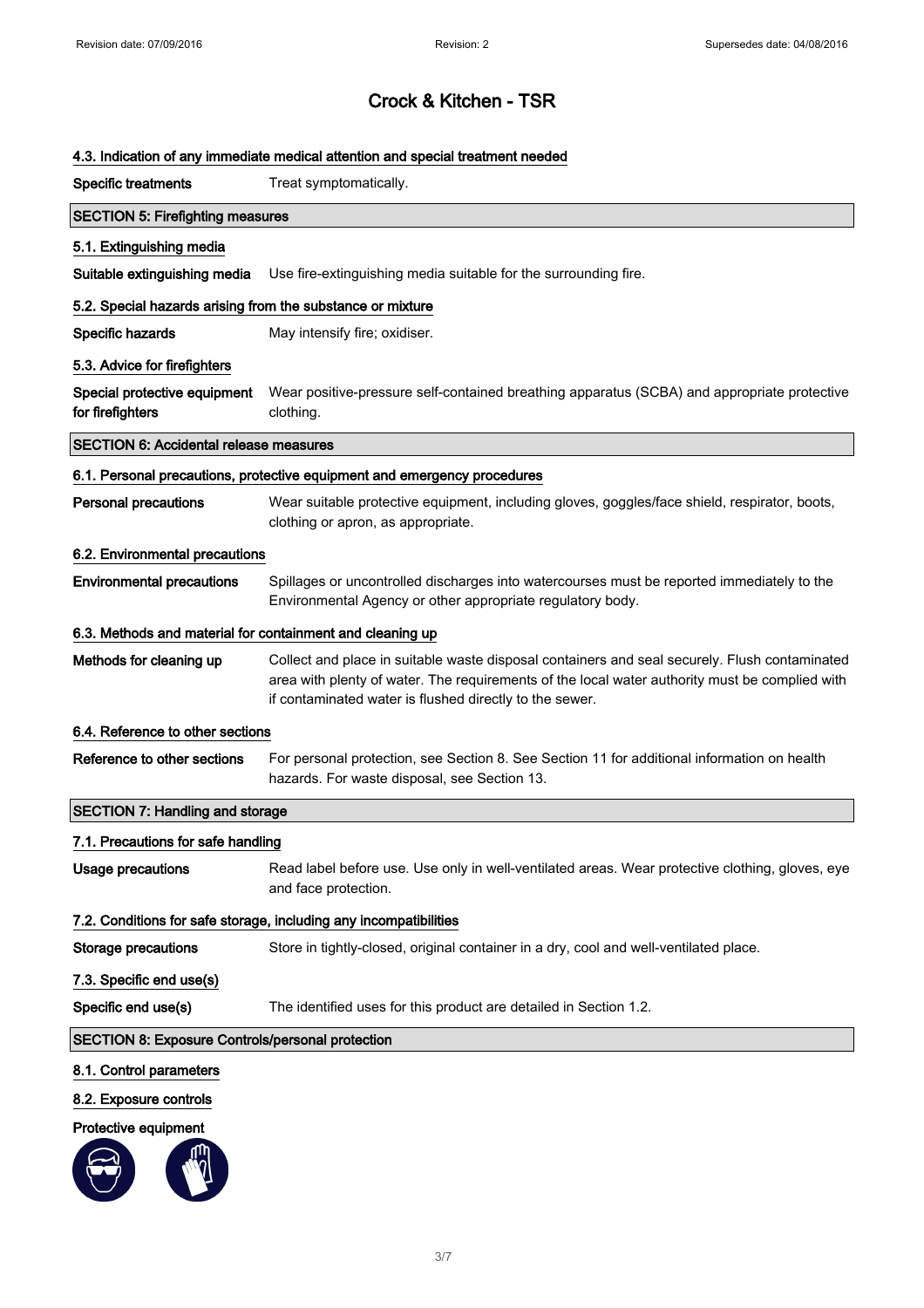# Crock & Kitchen - TSR

### 4.3. Indication of any immediate medical attention and special treatment needed

| | |
|---|---|
| **Specific treatments** | Treat symptomatically. |

## SECTION 5: Firefighting measures

### 5.1. Extinguishing media

| | |
|---|---|
| **Suitable extinguishing media** | Use fire-extinguishing media suitable for the surrounding fire. |

### 5.2. Special hazards arising from the substance or mixture

| | |
|---|---|
| **Specific hazards** | May intensify fire; oxidiser. |

### 5.3. Advice for firefighters

| | |
|---|---|
| **Special protective equipment for firefighters** | Wear positive-pressure self-contained breathing apparatus (SCBA) and appropriate protective clothing. |

## SECTION 6: Accidental release measures

### 6.1. Personal precautions, protective equipment and emergency procedures

| | |
|---|---|
| **Personal precautions** | Wear suitable protective equipment, including gloves, goggles/face shield, respirator, boots, clothing or apron, as appropriate. |

### 6.2. Environmental precautions

| | |
|---|---|
| **Environmental precautions** | Spillages or uncontrolled discharges into watercourses must be reported immediately to the Environmental Agency or other appropriate regulatory body. |

### 6.3. Methods and material for containment and cleaning up

| | |
|---|---|
| **Methods for cleaning up** | Collect and place in suitable waste disposal containers and seal securely. Flush contaminated area with plenty of water. The requirements of the local water authority must be complied with if contaminated water is flushed directly to the sewer. |

### 6.4. Reference to other sections

| | |
|---|---|
| **Reference to other sections** | For personal protection, see Section 8. See Section 11 for additional information on health hazards. For waste disposal, see Section 13. |

## SECTION 7: Handling and storage

### 7.1. Precautions for safe handling

| | |
|---|---|
| **Usage precautions** | Read label before use. Use only in well-ventilated areas. Wear protective clothing, gloves, eye and face protection. |

### 7.2. Conditions for safe storage, including any incompatibilities

| | |
|---|---|
| **Storage precautions** | Store in tightly-closed, original container in a dry, cool and well-ventilated place. |

### 7.3. Specific end use(s)

| | |
|---|---|
| **Specific end use(s)** | The identified uses for this product are detailed in Section 1.2. |

## SECTION 8: Exposure Controls/personal protection

### 8.1. Control parameters

### 8.2. Exposure controls

**Protective equipment**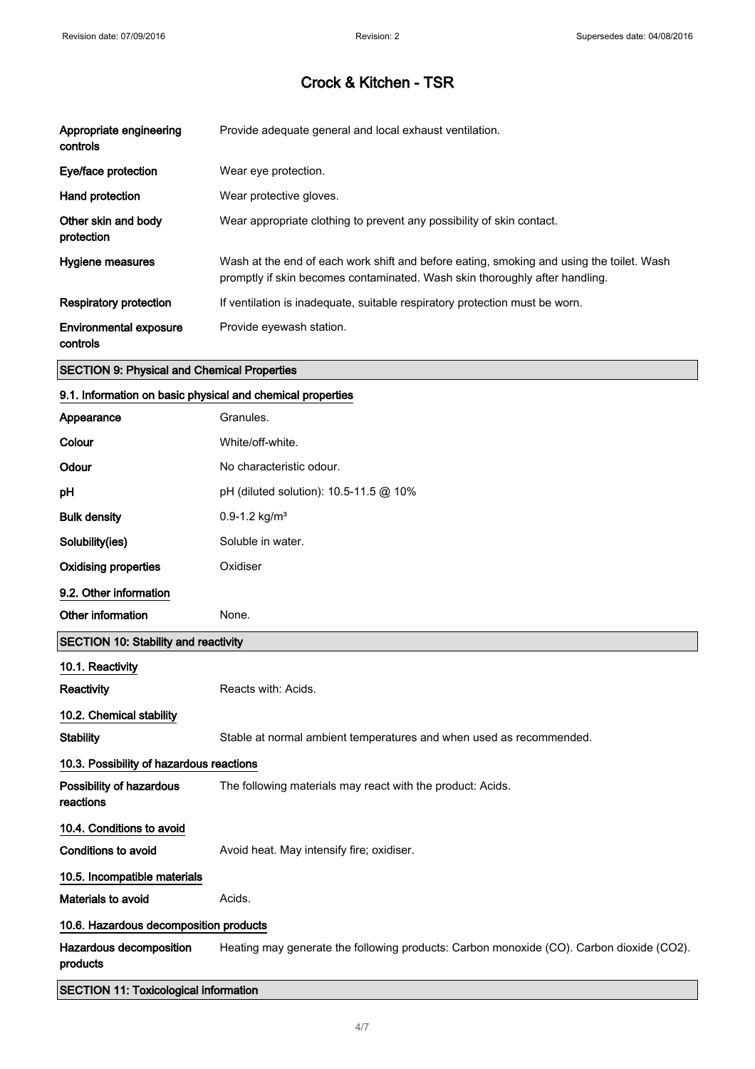| | |
|---|---|
| **Appropriate engineering controls** | Provide adequate general and local exhaust ventilation. |
| **Eye/face protection** | Wear eye protection. |
| **Hand protection** | Wear protective gloves. |
| **Other skin and body protection** | Wear appropriate clothing to prevent any possibility of skin contact. |
| **Hygiene measures** | Wash at the end of each work shift and before eating, smoking and using the toilet. Wash promptly if skin becomes contaminated. Wash skin thoroughly after handling. |
| **Respiratory protection** | If ventilation is inadequate, suitable respiratory protection must be worn. |
| **Environmental exposure controls** | Provide eyewash station. |

## SECTION 9: Physical and Chemical Properties

### 9.1. Information on basic physical and chemical properties

| | |
|---|---|
| **Appearance** | Granules. |
| **Colour** | White/off-white. |
| **Odour** | No characteristic odour. |
| **pH** | pH (diluted solution): 10.5-11.5 @ 10% |
| **Bulk density** | 0.9-1.2 kg/m³ |
| **Solubility(ies)** | Soluble in water. |
| **Oxidising properties** | Oxidiser |

### 9.2. Other information

| | |
|---|---|
| **Other information** | None. |

## SECTION 10: Stability and reactivity

### 10.1. Reactivity

| | |
|---|---|
| **Reactivity** | Reacts with: Acids. |

### 10.2. Chemical stability

| | |
|---|---|
| **Stability** | Stable at normal ambient temperatures and when used as recommended. |

### 10.3. Possibility of hazardous reactions

| | |
|---|---|
| **Possibility of hazardous reactions** | The following materials may react with the product: Acids. |

### 10.4. Conditions to avoid

| | |
|---|---|
| **Conditions to avoid** | Avoid heat. May intensify fire; oxidiser. |

### 10.5. Incompatible materials

| | |
|---|---|
| **Materials to avoid** | Acids. |

### 10.6. Hazardous decomposition products

| | |
|---|---|
| **Hazardous decomposition products** | Heating may generate the following products: Carbon monoxide (CO). Carbon dioxide ($CO_2$). |

## SECTION 11: Toxicological information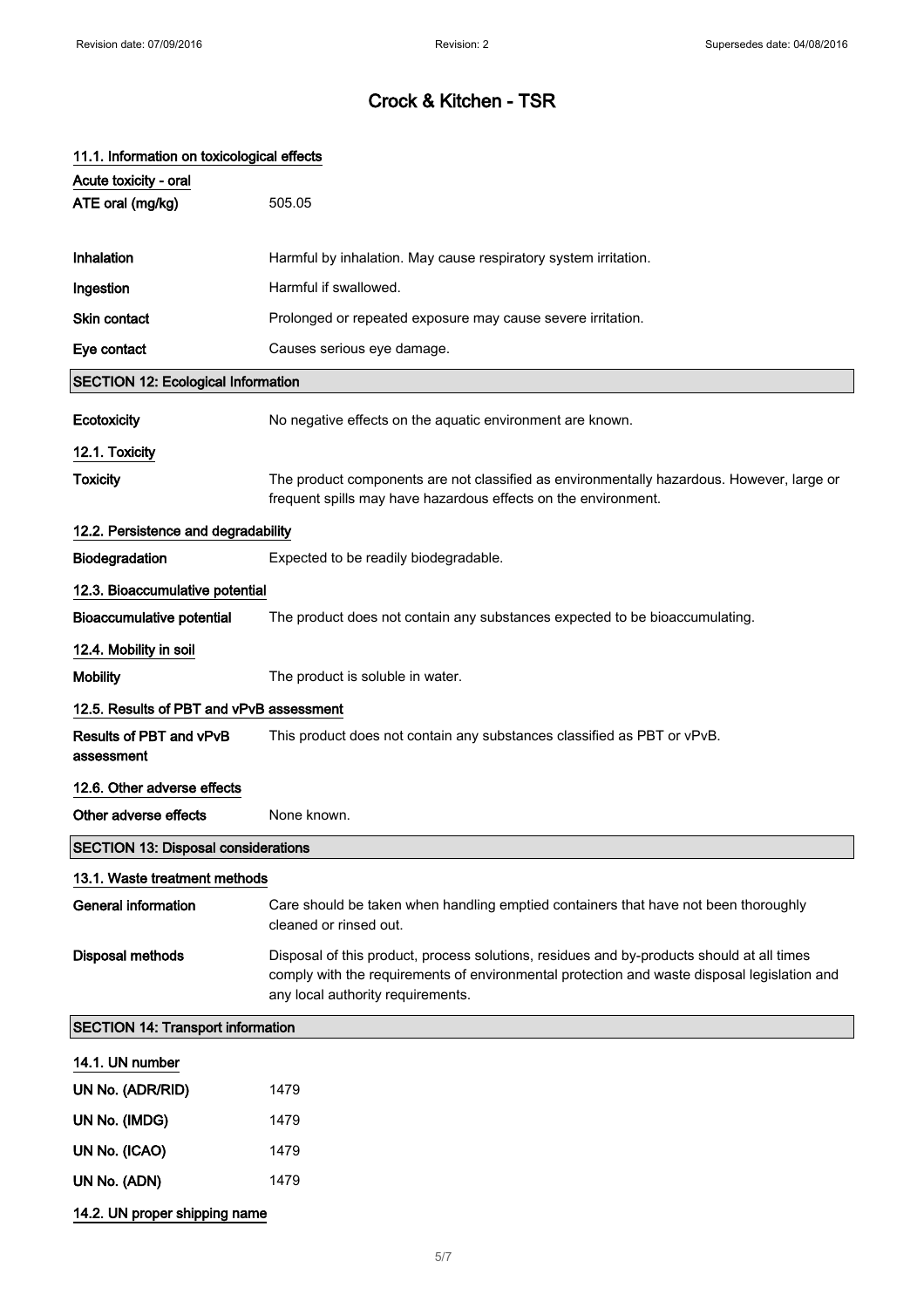# Crock & Kitchen - TSR

### 11.1. Information on toxicological effects

**Acute toxicity - oral**

| | |
|---|---|
| **ATE oral (mg/kg)** | 505.05 |
| **Inhalation** | Harmful by inhalation. May cause respiratory system irritation. |
| **Ingestion** | Harmful if swallowed. |
| **Skin contact** | Prolonged or repeated exposure may cause severe irritation. |
| **Eye contact** | Causes serious eye damage. |

## SECTION 12: Ecological Information

| | |
|---|---|
| **Ecotoxicity** | No negative effects on the aquatic environment are known. |

### 12.1. Toxicity

| | |
|---|---|
| **Toxicity** | The product components are not classified as environmentally hazardous. However, large or frequent spills may have hazardous effects on the environment. |

### 12.2. Persistence and degradability

| | |
|---|---|
| **Biodegradation** | Expected to be readily biodegradable. |

### 12.3. Bioaccumulative potential

| | |
|---|---|
| **Bioaccumulative potential** | The product does not contain any substances expected to be bioaccumulating. |

### 12.4. Mobility in soil

| | |
|---|---|
| **Mobility** | The product is soluble in water. |

### 12.5. Results of PBT and vPvB assessment

| | |
|---|---|
| **Results of PBT and vPvB assessment** | This product does not contain any substances classified as PBT or vPvB. |

### 12.6. Other adverse effects

| | |
|---|---|
| **Other adverse effects** | None known. |

## SECTION 13: Disposal considerations

### 13.1. Waste treatment methods

| | |
|---|---|
| **General information** | Care should be taken when handling emptied containers that have not been thoroughly cleaned or rinsed out. |
| **Disposal methods** | Disposal of this product, process solutions, residues and by-products should at all times comply with the requirements of environmental protection and waste disposal legislation and any local authority requirements. |

## SECTION 14: Transport information

### 14.1. UN number

| | |
|---|---|
| **UN No. (ADR/RID)** | 1479 |
| **UN No. (IMDG)** | 1479 |
| **UN No. (ICAO)** | 1479 |
| **UN No. (ADN)** | 1479 |

### 14.2. UN proper shipping name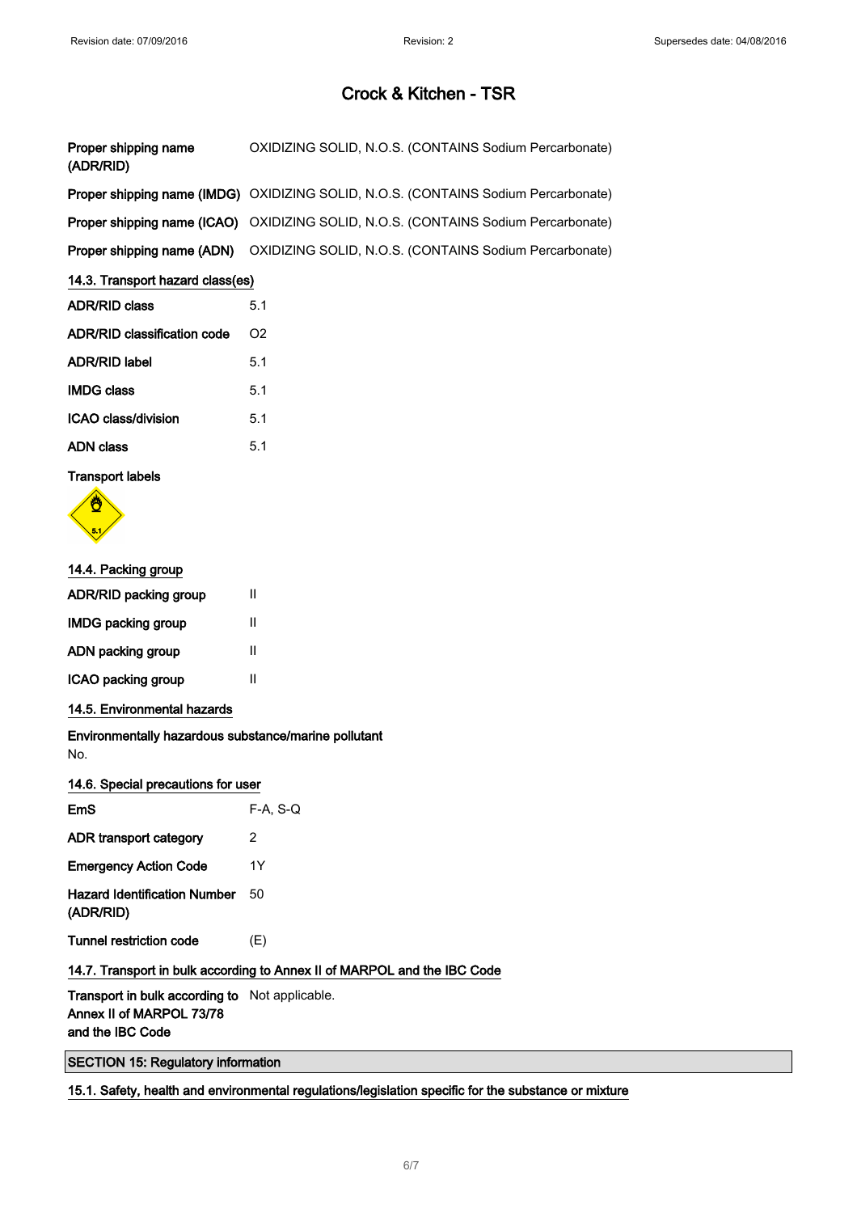# Crock & Kitchen - TSR

| | |
|---|---|
| **Proper shipping name (ADR/RID)** | OXIDIZING SOLID, N.O.S. (CONTAINS Sodium Percarbonate) |
| **Proper shipping name (IMDG)** | OXIDIZING SOLID, N.O.S. (CONTAINS Sodium Percarbonate) |
| **Proper shipping name (ICAO)** | OXIDIZING SOLID, N.O.S. (CONTAINS Sodium Percarbonate) |
| **Proper shipping name (ADN)** | OXIDIZING SOLID, N.O.S. (CONTAINS Sodium Percarbonate) |

### 14.3. Transport hazard class(es)

| | |
|---|---|
| **ADR/RID class** | 5.1 |
| **ADR/RID classification code** | O2 |
| **ADR/RID label** | 5.1 |
| **IMDG class** | 5.1 |
| **ICAO class/division** | 5.1 |
| **ADN class** | 5.1 |

**Transport labels**

### 14.4. Packing group

| | |
|---|---|
| **ADR/RID packing group** | II |
| **IMDG packing group** | II |
| **ADN packing group** | II |
| **ICAO packing group** | II |

### 14.5. Environmental hazards

**Environmentally hazardous substance/marine pollutant**

No.

### 14.6. Special precautions for user

| | |
|---|---|
| **EmS** | F-A, S-Q |
| **ADR transport category** | 2 |
| **Emergency Action Code** | 1Y |
| **Hazard Identification Number (ADR/RID)** | 50 |
| **Tunnel restriction code** | (E) |

### 14.7. Transport in bulk according to Annex II of MARPOL and the IBC Code

| | |
|---|---|
| **Transport in bulk according to Annex II of MARPOL 73/78 and the IBC Code** | Not applicable. |

## SECTION 15: Regulatory information

### 15.1. Safety, health and environmental regulations/legislation specific for the substance or mixture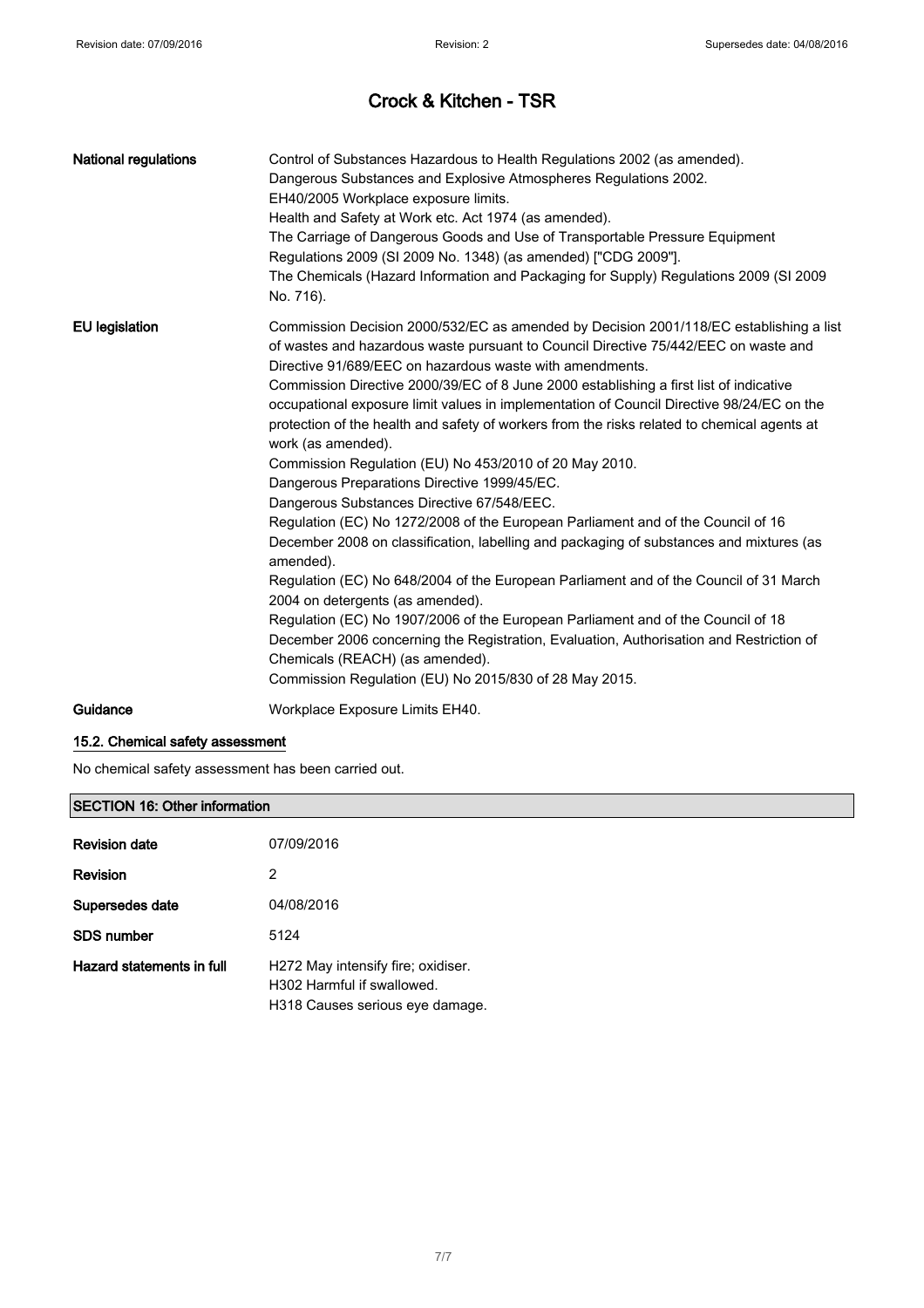| | |
|---|---|
| **National regulations** | Control of Substances Hazardous to Health Regulations 2002 (as amended).<br>Dangerous Substances and Explosive Atmospheres Regulations 2002.<br>EH40/2005 Workplace exposure limits.<br>Health and Safety at Work etc. Act 1974 (as amended).<br>The Carriage of Dangerous Goods and Use of Transportable Pressure Equipment Regulations 2009 (SI 2009 No. 1348) (as amended) ["CDG 2009"].<br>The Chemicals (Hazard Information and Packaging for Supply) Regulations 2009 (SI 2009 No. 716). |
| **EU legislation** | Commission Decision 2000/532/EC as amended by Decision 2001/118/EC establishing a list of wastes and hazardous waste pursuant to Council Directive 75/442/EEC on waste and Directive 91/689/EEC on hazardous waste with amendments.<br>Commission Directive 2000/39/EC of 8 June 2000 establishing a first list of indicative occupational exposure limit values in implementation of Council Directive 98/24/EC on the protection of the health and safety of workers from the risks related to chemical agents at work (as amended).<br>Commission Regulation (EU) No 453/2010 of 20 May 2010.<br>Dangerous Preparations Directive 1999/45/EC.<br>Dangerous Substances Directive 67/548/EEC.<br>Regulation (EC) No 1272/2008 of the European Parliament and of the Council of 16 December 2008 on classification, labelling and packaging of substances and mixtures (as amended).<br>Regulation (EC) No 648/2004 of the European Parliament and of the Council of 31 March 2004 on detergents (as amended).<br>Regulation (EC) No 1907/2006 of the European Parliament and of the Council of 18 December 2006 concerning the Registration, Evaluation, Authorisation and Restriction of Chemicals (REACH) (as amended).<br>Commission Regulation (EU) No 2015/830 of 28 May 2015. |
| **Guidance** | Workplace Exposure Limits EH40. |

### 15.2. Chemical safety assessment

No chemical safety assessment has been carried out.

## SECTION 16: Other information

| | |
|---|---|
| **Revision date** | 07/09/2016 |
| **Revision** | 2 |
| **Supersedes date** | 04/08/2016 |
| **SDS number** | 5124 |
| **Hazard statements in full** | H272 May intensify fire; oxidiser.<br>H302 Harmful if swallowed.<br>H318 Causes serious eye damage. |